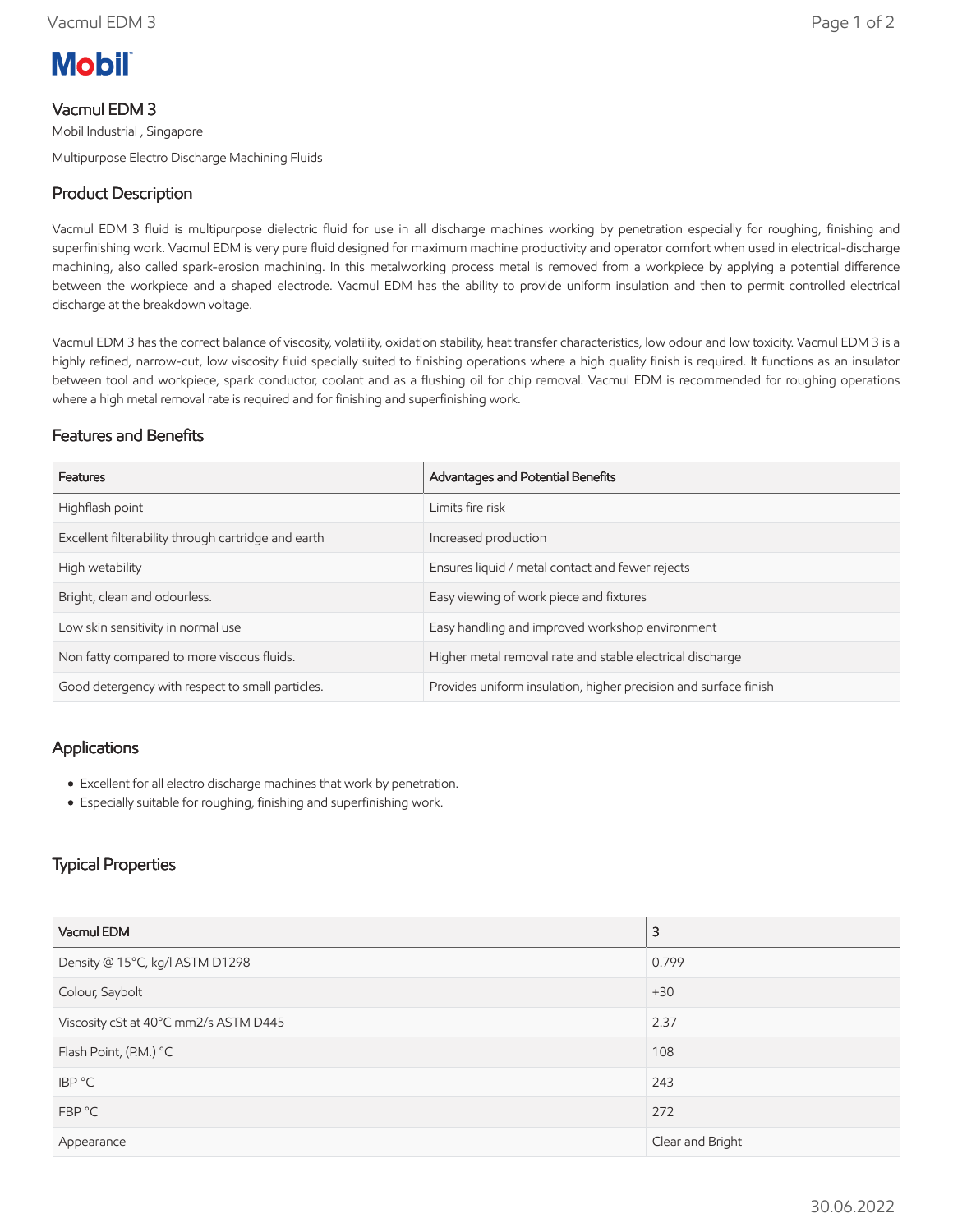Mobil

# Vacmul EDM 3

Mobil Industrial , Singapore

Multipurpose Electro Discharge Machining Fluids

## Product Description

Vacmul EDM 3 fluid is multipurpose dielectric fluid for use in all discharge machines working by penetration especially for roughing, finishing and superfinishing work. Vacmul EDM is very pure fluid designed for maximum machine productivity and operator comfort when used in electrical-discharge machining, also called spark-erosion machining. In this metalworking process metal is removed from a workpiece by applying a potential difference between the workpiece and a shaped electrode. Vacmul EDM has the ability to provide uniform insulation and then to permit controlled electrical discharge at the breakdown voltage.

Vacmul EDM 3 has the correct balance of viscosity, volatility, oxidation stability, heat transfer characteristics, low odour and low toxicity. Vacmul EDM 3 is a highly refined, narrow-cut, low viscosity fluid specially suited to finishing operations where a high quality finish is required. It functions as an insulator between tool and workpiece, spark conductor, coolant and as a flushing oil for chip removal. Vacmul EDM is recommended for roughing operations where a high metal removal rate is required and for finishing and superfinishing work.

## Features and Benefits

| Features | Advantages and Potential Benefits |
|---|---|
| Highflash point | Limits fire risk |
| Excellent filterability through cartridge and earth | Increased production |
| High wetability | Ensures liquid / metal contact and fewer rejects |
| Bright, clean and odourless. | Easy viewing of work piece and fixtures |
| Low skin sensitivity in normal use | Easy handling and improved workshop environment |
| Non fatty compared to more viscous fluids. | Higher metal removal rate and stable electrical discharge |
| Good detergency with respect to small particles. | Provides uniform insulation, higher precision and surface finish |

## Applications

- Excellent for all electro discharge machines that work by penetration.
- Especially suitable for roughing, finishing and superfinishing work.

## Typical Properties

| Vacmul EDM | 3 |
|---|---|
| Density @ 15°C, kg/l ASTM D1298 | 0.799 |
| Colour, Saybolt | +30 |
| Viscosity cSt at 40°C mm2/s ASTM D445 | 2.37 |
| Flash Point, (P.M.) °C | 108 |
| IBP °C | 243 |
| FBP °C | 272 |
| Appearance | Clear and Bright |

30.06.2022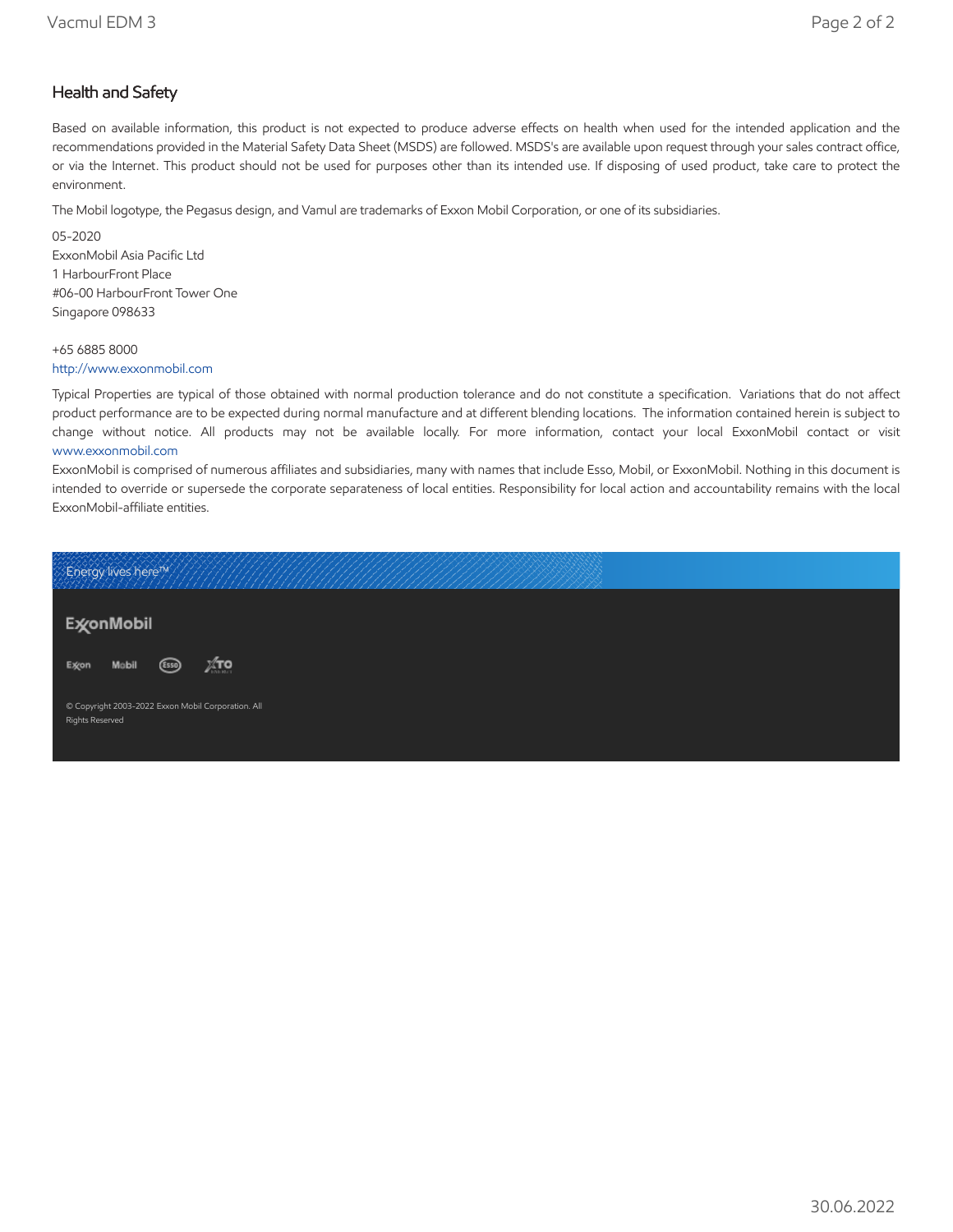## Health and Safety

Based on available information, this product is not expected to produce adverse effects on health when used for the intended application and the recommendations provided in the Material Safety Data Sheet (MSDS) are followed. MSDS's are available upon request through your sales contract office, or via the Internet. This product should not be used for purposes other than its intended use. If disposing of used product, take care to protect the environment.

The Mobil logotype, the Pegasus design, and Vamul are trademarks of Exxon Mobil Corporation, or one of its subsidiaries.

05-2020
ExxonMobil Asia Pacific Ltd
1 HarbourFront Place
#06-00 HarbourFront Tower One
Singapore 098633

+65 6885 8000
http://www.exxonmobil.com

Typical Properties are typical of those obtained with normal production tolerance and do not constitute a specification. Variations that do not affect product performance are to be expected during normal manufacture and at different blending locations. The information contained herein is subject to change without notice. All products may not be available locally. For more information, contact your local ExxonMobil contact or visit www.exxonmobil.com

ExxonMobil is comprised of numerous affiliates and subsidiaries, many with names that include Esso, Mobil, or ExxonMobil. Nothing in this document is intended to override or supersede the corporate separateness of local entities. Responsibility for local action and accountability remains with the local ExxonMobil-affiliate entities.

Energy lives here™

ExxonMobil

Exxon Mobil Esso XTO

© Copyright 2003-2022 Exxon Mobil Corporation. All Rights Reserved